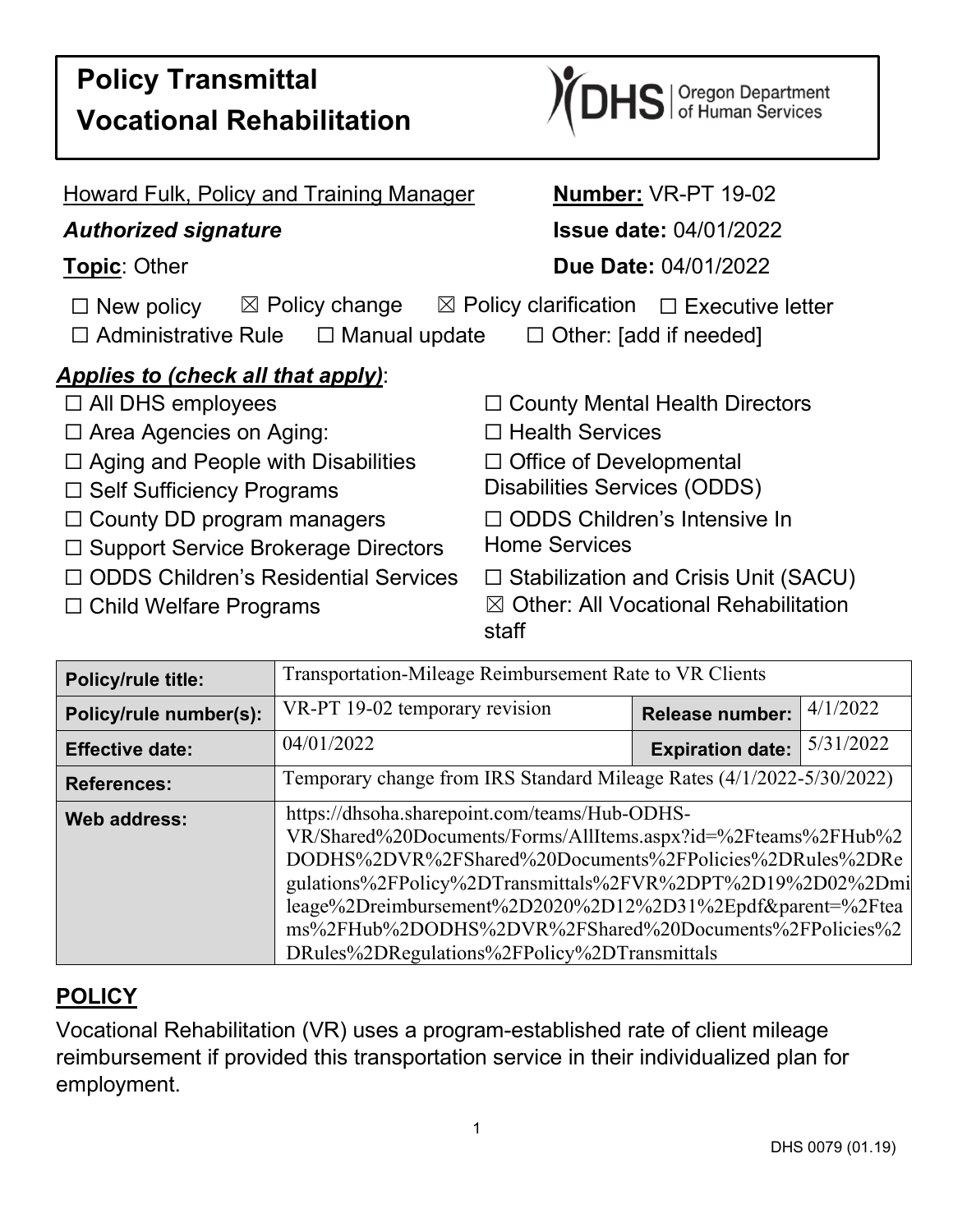# Policy Transmittal
# Vocational Rehabilitation

DHS | Oregon Department of Human Services

Howard Fulk, Policy and Training Manager

***Authorized signature***

**Topic**: Other

**Number:** VR-PT 19-02

**Issue date:** 04/01/2022

**Due Date:** 04/01/2022

☐ New policy ☒ Policy change ☒ Policy clarification ☐ Executive letter
☐ Administrative Rule ☐ Manual update ☐ Other: [add if needed]

***Applies to (check all that apply)***:

☐ All DHS employees
☐ Area Agencies on Aging:
☐ Aging and People with Disabilities
☐ Self Sufficiency Programs
☐ County DD program managers
☐ Support Service Brokerage Directors
☐ ODDS Children's Residential Services
☐ Child Welfare Programs
☐ County Mental Health Directors
☐ Health Services
☐ Office of Developmental Disabilities Services (ODDS)
☐ ODDS Children's Intensive In Home Services
☐ Stabilization and Crisis Unit (SACU)
☒ Other: All Vocational Rehabilitation staff

| **Policy/rule title:** | Transportation-Mileage Reimbursement Rate to VR Clients | | |
|---|---|---|---|
| **Policy/rule number(s):** | VR-PT 19-02 temporary revision | **Release number:** | 4/1/2022 |
| **Effective date:** | 04/01/2022 | **Expiration date:** | 5/31/2022 |
| **References:** | Temporary change from IRS Standard Mileage Rates (4/1/2022-5/30/2022) | | |
| **Web address:** | https://dhsoha.sharepoint.com/teams/Hub-ODHS-VR/Shared%20Documents/Forms/AllItems.aspx?id=%2Fteams%2FHub%2DODHS%2DVR%2FShared%20Documents%2FPolicies%2DRules%2DRegulations%2FPolicy%2DTransmittals%2FVR%2DPT%2D19%2D02%2Dmileage%2Dreimbursement%2D2020%2D12%2D31%2Epdf&parent=%2Fteams%2FHub%2DODHS%2DVR%2FShared%20Documents%2FPolicies%2DRules%2DRegulations%2FPolicy%2DTransmittals | | |

## POLICY

Vocational Rehabilitation (VR) uses a program-established rate of client mileage reimbursement if provided this transportation service in their individualized plan for employment.

DHS 0079 (01.19)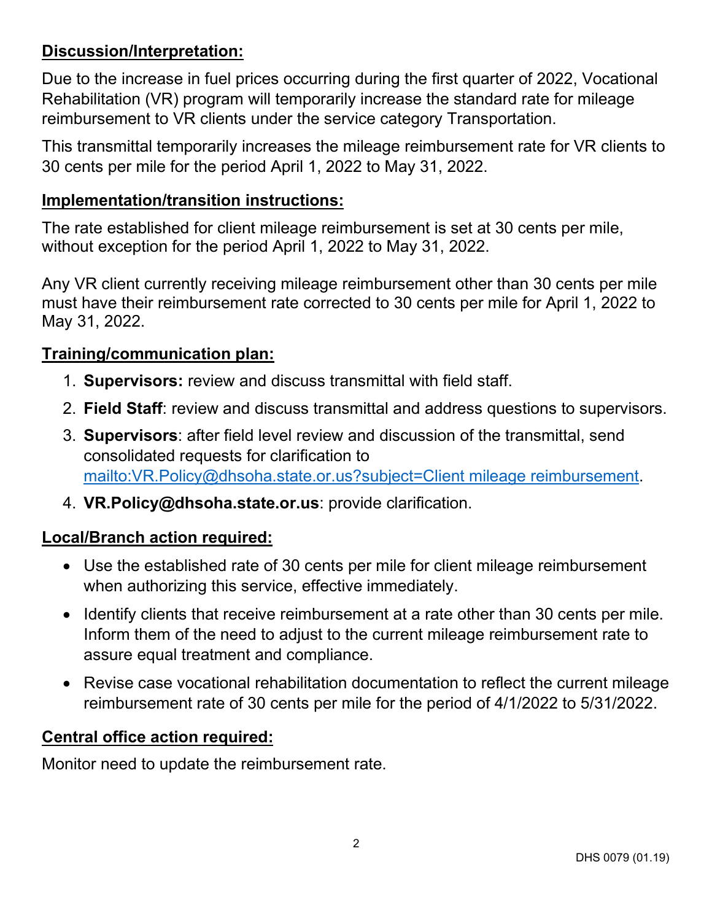**Discussion/Interpretation:**

Due to the increase in fuel prices occurring during the first quarter of 2022, Vocational Rehabilitation (VR) program will temporarily increase the standard rate for mileage reimbursement to VR clients under the service category Transportation.

This transmittal temporarily increases the mileage reimbursement rate for VR clients to 30 cents per mile for the period April 1, 2022 to May 31, 2022.

**Implementation/transition instructions:**

The rate established for client mileage reimbursement is set at 30 cents per mile, without exception for the period April 1, 2022 to May 31, 2022.

Any VR client currently receiving mileage reimbursement other than 30 cents per mile must have their reimbursement rate corrected to 30 cents per mile for April 1, 2022 to May 31, 2022.

**Training/communication plan:**

1. **Supervisors:** review and discuss transmittal with field staff.
2. **Field Staff**: review and discuss transmittal and address questions to supervisors.
3. **Supervisors**: after field level review and discussion of the transmittal, send consolidated requests for clarification to mailto:VR.Policy@dhsoha.state.or.us?subject=Client mileage reimbursement.
4. **VR.Policy@dhsoha.state.or.us**: provide clarification.

**Local/Branch action required:**

- Use the established rate of 30 cents per mile for client mileage reimbursement when authorizing this service, effective immediately.
- Identify clients that receive reimbursement at a rate other than 30 cents per mile. Inform them of the need to adjust to the current mileage reimbursement rate to assure equal treatment and compliance.
- Revise case vocational rehabilitation documentation to reflect the current mileage reimbursement rate of 30 cents per mile for the period of 4/1/2022 to 5/31/2022.

**Central office action required:**

Monitor need to update the reimbursement rate.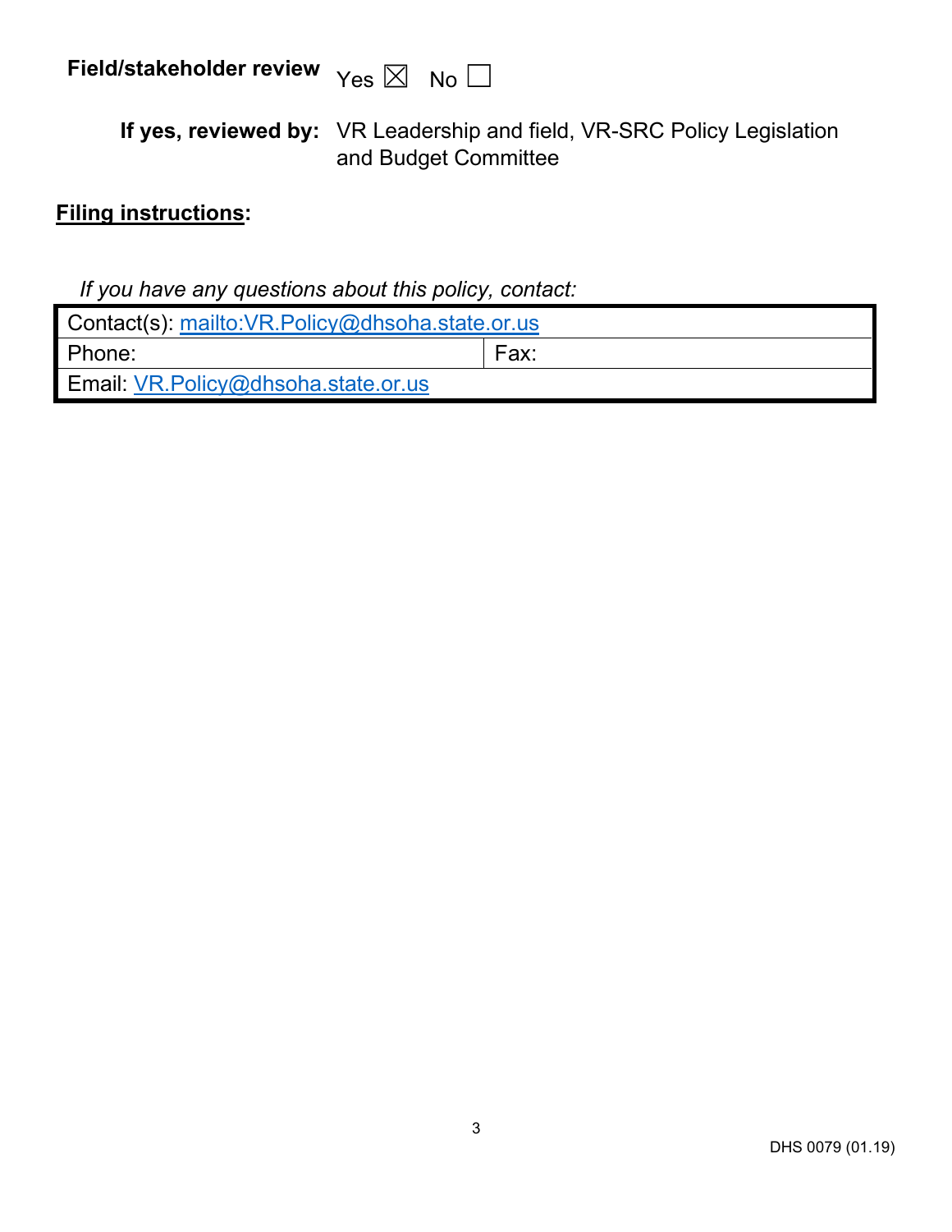**Field/stakeholder review** Yes ☒ No ☐

**If yes, reviewed by:** VR Leadership and field, VR-SRC Policy Legislation and Budget Committee

**Filing instructions:**

*If you have any questions about this policy, contact:*

| | |
|---|---|
| Contact(s): mailto:VR.Policy@dhsoha.state.or.us | |
| Phone: | Fax: |
| Email: VR.Policy@dhsoha.state.or.us | |

DHS 0079 (01.19)